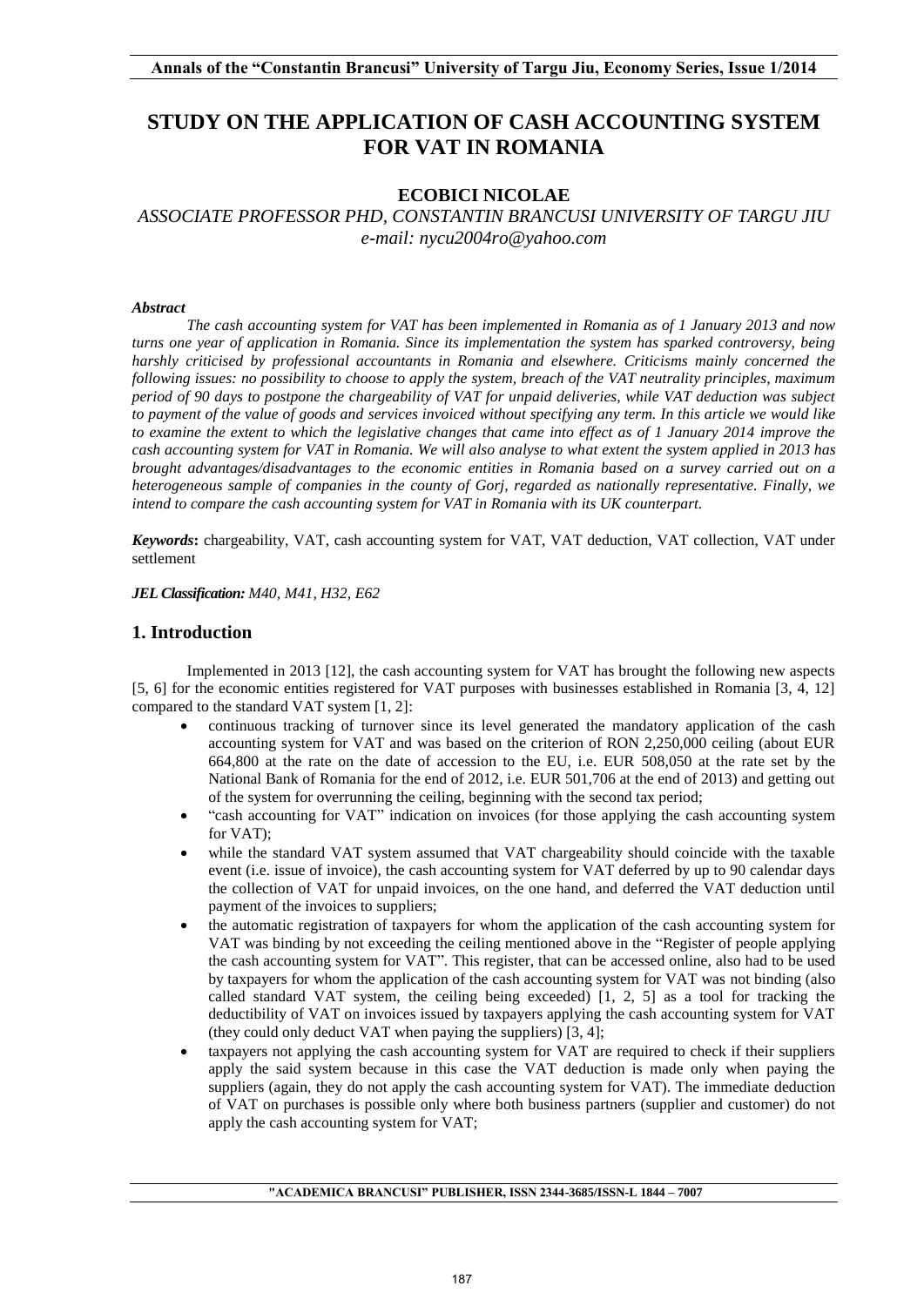# STUDY ON THE APPLICATION OF CASH ACCOUNTING SYSTEM FOR VAT IN ROMANIA

**ECOBICI NICOLAE**

*ASSOCIATE PROFESSOR PHD, CONSTANTIN BRANCUSI UNIVERSITY OF TARGU JIU*
*e-mail: nycu2004ro@yahoo.com*

***Abstract***

*The cash accounting system for VAT has been implemented in Romania as of 1 January 2013 and now turns one year of application in Romania. Since its implementation the system has sparked controversy, being harshly criticised by professional accountants in Romania and elsewhere. Criticisms mainly concerned the following issues: no possibility to choose to apply the system, breach of the VAT neutrality principles, maximum period of 90 days to postpone the chargeability of VAT for unpaid deliveries, while VAT deduction was subject to payment of the value of goods and services invoiced without specifying any term. In this article we would like to examine the extent to which the legislative changes that came into effect as of 1 January 2014 improve the cash accounting system for VAT in Romania. We will also analyse to what extent the system applied in 2013 has brought advantages/disadvantages to the economic entities in Romania based on a survey carried out on a heterogeneous sample of companies in the county of Gorj, regarded as nationally representative. Finally, we intend to compare the cash accounting system for VAT in Romania with its UK counterpart.*

***Keywords*:** chargeability, VAT, cash accounting system for VAT, VAT deduction, VAT collection, VAT under settlement

***JEL Classification:*** *M40, M41, H32, E62*

## 1. Introduction

Implemented in 2013 [12], the cash accounting system for VAT has brought the following new aspects [5, 6] for the economic entities registered for VAT purposes with businesses established in Romania [3, 4, 12] compared to the standard VAT system [1, 2]:

- continuous tracking of turnover since its level generated the mandatory application of the cash accounting system for VAT and was based on the criterion of RON 2,250,000 ceiling (about EUR 664,800 at the rate on the date of accession to the EU, i.e. EUR 508,050 at the rate set by the National Bank of Romania for the end of 2012, i.e. EUR 501,706 at the end of 2013) and getting out of the system for overrunning the ceiling, beginning with the second tax period;
- "cash accounting for VAT" indication on invoices (for those applying the cash accounting system for VAT);
- while the standard VAT system assumed that VAT chargeability should coincide with the taxable event (i.e. issue of invoice), the cash accounting system for VAT deferred by up to 90 calendar days the collection of VAT for unpaid invoices, on the one hand, and deferred the VAT deduction until payment of the invoices to suppliers;
- the automatic registration of taxpayers for whom the application of the cash accounting system for VAT was binding by not exceeding the ceiling mentioned above in the "Register of people applying the cash accounting system for VAT". This register, that can be accessed online, also had to be used by taxpayers for whom the application of the cash accounting system for VAT was not binding (also called standard VAT system, the ceiling being exceeded) [1, 2, 5] as a tool for tracking the deductibility of VAT on invoices issued by taxpayers applying the cash accounting system for VAT (they could only deduct VAT when paying the suppliers) [3, 4];
- taxpayers not applying the cash accounting system for VAT are required to check if their suppliers apply the said system because in this case the VAT deduction is made only when paying the suppliers (again, they do not apply the cash accounting system for VAT). The immediate deduction of VAT on purchases is possible only where both business partners (supplier and customer) do not apply the cash accounting system for VAT;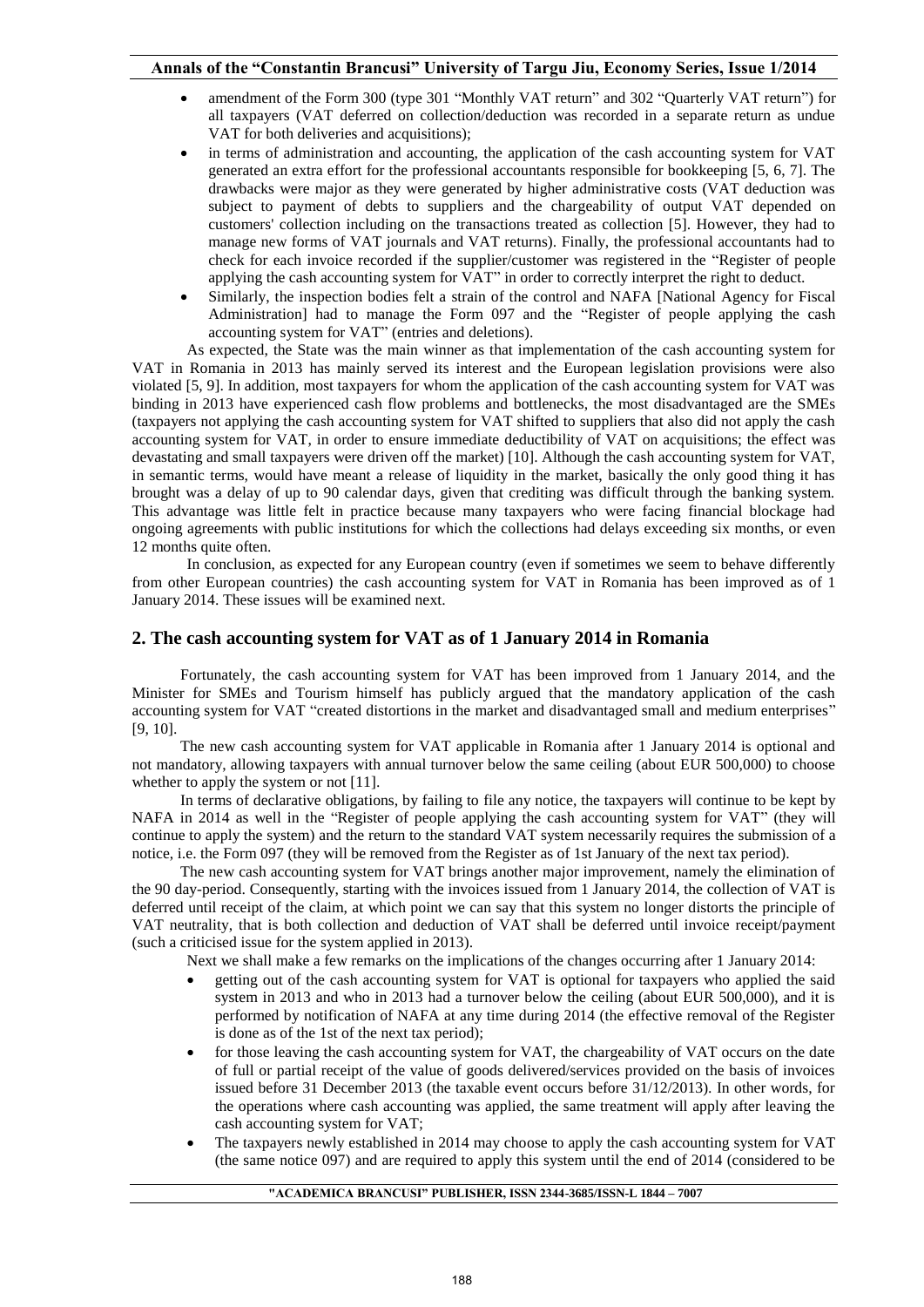- amendment of the Form 300 (type 301 "Monthly VAT return" and 302 "Quarterly VAT return") for all taxpayers (VAT deferred on collection/deduction was recorded in a separate return as undue VAT for both deliveries and acquisitions);
- in terms of administration and accounting, the application of the cash accounting system for VAT generated an extra effort for the professional accountants responsible for bookkeeping [5, 6, 7]. The drawbacks were major as they were generated by higher administrative costs (VAT deduction was subject to payment of debts to suppliers and the chargeability of output VAT depended on customers' collection including on the transactions treated as collection [5]. However, they had to manage new forms of VAT journals and VAT returns). Finally, the professional accountants had to check for each invoice recorded if the supplier/customer was registered in the "Register of people applying the cash accounting system for VAT" in order to correctly interpret the right to deduct.
- Similarly, the inspection bodies felt a strain of the control and NAFA [National Agency for Fiscal Administration] had to manage the Form 097 and the "Register of people applying the cash accounting system for VAT" (entries and deletions).

As expected, the State was the main winner as that implementation of the cash accounting system for VAT in Romania in 2013 has mainly served its interest and the European legislation provisions were also violated [5, 9]. In addition, most taxpayers for whom the application of the cash accounting system for VAT was binding in 2013 have experienced cash flow problems and bottlenecks, the most disadvantaged are the SMEs (taxpayers not applying the cash accounting system for VAT shifted to suppliers that also did not apply the cash accounting system for VAT, in order to ensure immediate deductibility of VAT on acquisitions; the effect was devastating and small taxpayers were driven off the market) [10]. Although the cash accounting system for VAT, in semantic terms, would have meant a release of liquidity in the market, basically the only good thing it has brought was a delay of up to 90 calendar days, given that crediting was difficult through the banking system. This advantage was little felt in practice because many taxpayers who were facing financial blockage had ongoing agreements with public institutions for which the collections had delays exceeding six months, or even 12 months quite often.

In conclusion, as expected for any European country (even if sometimes we seem to behave differently from other European countries) the cash accounting system for VAT in Romania has been improved as of 1 January 2014. These issues will be examined next.

## 2. The cash accounting system for VAT as of 1 January 2014 in Romania

Fortunately, the cash accounting system for VAT has been improved from 1 January 2014, and the Minister for SMEs and Tourism himself has publicly argued that the mandatory application of the cash accounting system for VAT "created distortions in the market and disadvantaged small and medium enterprises" [9, 10].

The new cash accounting system for VAT applicable in Romania after 1 January 2014 is optional and not mandatory, allowing taxpayers with annual turnover below the same ceiling (about EUR 500,000) to choose whether to apply the system or not [11].

In terms of declarative obligations, by failing to file any notice, the taxpayers will continue to be kept by NAFA in 2014 as well in the "Register of people applying the cash accounting system for VAT" (they will continue to apply the system) and the return to the standard VAT system necessarily requires the submission of a notice, i.e. the Form 097 (they will be removed from the Register as of 1st January of the next tax period).

The new cash accounting system for VAT brings another major improvement, namely the elimination of the 90 day-period. Consequently, starting with the invoices issued from 1 January 2014, the collection of VAT is deferred until receipt of the claim, at which point we can say that this system no longer distorts the principle of VAT neutrality, that is both collection and deduction of VAT shall be deferred until invoice receipt/payment (such a criticised issue for the system applied in 2013).

Next we shall make a few remarks on the implications of the changes occurring after 1 January 2014:

- getting out of the cash accounting system for VAT is optional for taxpayers who applied the said system in 2013 and who in 2013 had a turnover below the ceiling (about EUR 500,000), and it is performed by notification of NAFA at any time during 2014 (the effective removal of the Register is done as of the 1st of the next tax period);
- for those leaving the cash accounting system for VAT, the chargeability of VAT occurs on the date of full or partial receipt of the value of goods delivered/services provided on the basis of invoices issued before 31 December 2013 (the taxable event occurs before 31/12/2013). In other words, for the operations where cash accounting was applied, the same treatment will apply after leaving the cash accounting system for VAT;
- The taxpayers newly established in 2014 may choose to apply the cash accounting system for VAT (the same notice 097) and are required to apply this system until the end of 2014 (considered to be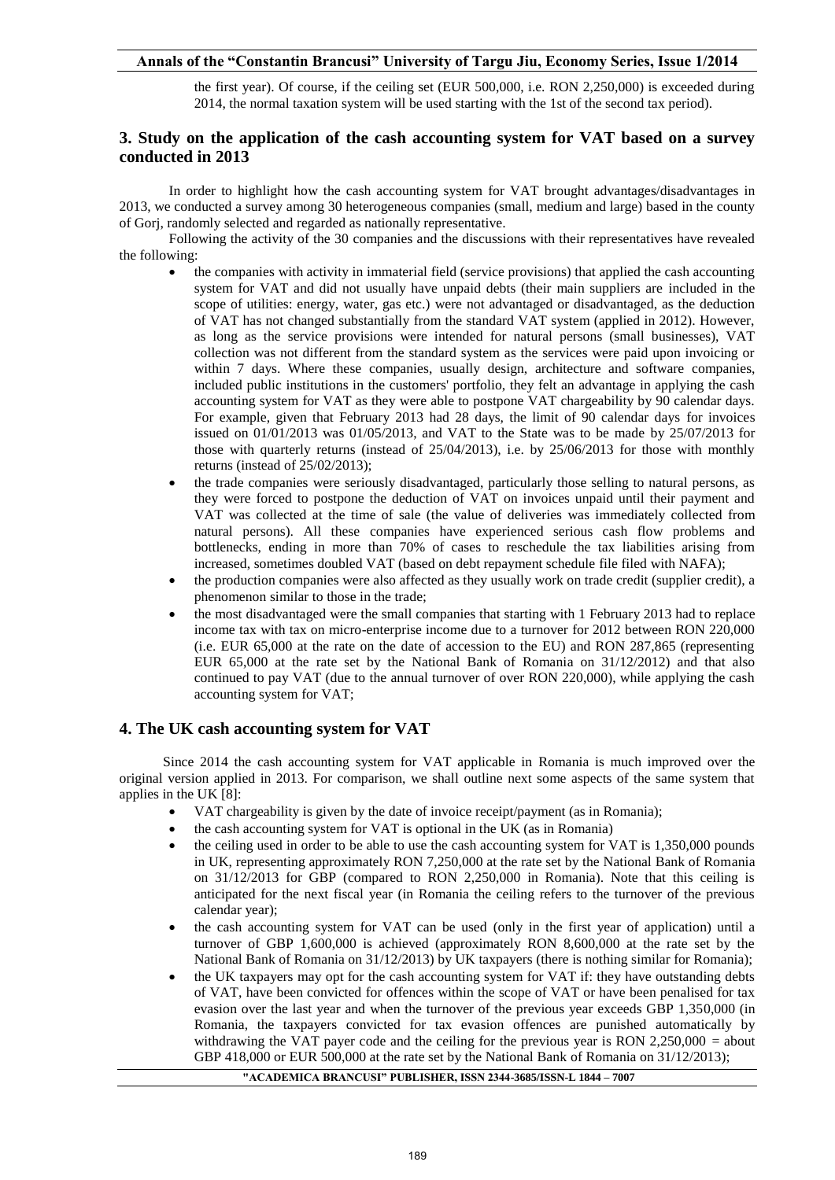the first year). Of course, if the ceiling set (EUR 500,000, i.e. RON 2,250,000) is exceeded during 2014, the normal taxation system will be used starting with the 1st of the second tax period).

## 3. Study on the application of the cash accounting system for VAT based on a survey conducted in 2013

In order to highlight how the cash accounting system for VAT brought advantages/disadvantages in 2013, we conducted a survey among 30 heterogeneous companies (small, medium and large) based in the county of Gorj, randomly selected and regarded as nationally representative.

Following the activity of the 30 companies and the discussions with their representatives have revealed the following:

- the companies with activity in immaterial field (service provisions) that applied the cash accounting system for VAT and did not usually have unpaid debts (their main suppliers are included in the scope of utilities: energy, water, gas etc.) were not advantaged or disadvantaged, as the deduction of VAT has not changed substantially from the standard VAT system (applied in 2012). However, as long as the service provisions were intended for natural persons (small businesses), VAT collection was not different from the standard system as the services were paid upon invoicing or within 7 days. Where these companies, usually design, architecture and software companies, included public institutions in the customers' portfolio, they felt an advantage in applying the cash accounting system for VAT as they were able to postpone VAT chargeability by 90 calendar days. For example, given that February 2013 had 28 days, the limit of 90 calendar days for invoices issued on 01/01/2013 was 01/05/2013, and VAT to the State was to be made by 25/07/2013 for those with quarterly returns (instead of 25/04/2013), i.e. by 25/06/2013 for those with monthly returns (instead of 25/02/2013);
- the trade companies were seriously disadvantaged, particularly those selling to natural persons, as they were forced to postpone the deduction of VAT on invoices unpaid until their payment and VAT was collected at the time of sale (the value of deliveries was immediately collected from natural persons). All these companies have experienced serious cash flow problems and bottlenecks, ending in more than 70% of cases to reschedule the tax liabilities arising from increased, sometimes doubled VAT (based on debt repayment schedule file filed with NAFA);
- the production companies were also affected as they usually work on trade credit (supplier credit), a phenomenon similar to those in the trade;
- the most disadvantaged were the small companies that starting with 1 February 2013 had to replace income tax with tax on micro-enterprise income due to a turnover for 2012 between RON 220,000 (i.e. EUR 65,000 at the rate on the date of accession to the EU) and RON 287,865 (representing EUR 65,000 at the rate set by the National Bank of Romania on 31/12/2012) and that also continued to pay VAT (due to the annual turnover of over RON 220,000), while applying the cash accounting system for VAT;

## 4. The UK cash accounting system for VAT

Since 2014 the cash accounting system for VAT applicable in Romania is much improved over the original version applied in 2013. For comparison, we shall outline next some aspects of the same system that applies in the UK [8]:

- VAT chargeability is given by the date of invoice receipt/payment (as in Romania);
- the cash accounting system for VAT is optional in the UK (as in Romania)
- the ceiling used in order to be able to use the cash accounting system for VAT is 1,350,000 pounds in UK, representing approximately RON 7,250,000 at the rate set by the National Bank of Romania on 31/12/2013 for GBP (compared to RON 2,250,000 in Romania). Note that this ceiling is anticipated for the next fiscal year (in Romania the ceiling refers to the turnover of the previous calendar year);
- the cash accounting system for VAT can be used (only in the first year of application) until a turnover of GBP 1,600,000 is achieved (approximately RON 8,600,000 at the rate set by the National Bank of Romania on 31/12/2013) by UK taxpayers (there is nothing similar for Romania);
- the UK taxpayers may opt for the cash accounting system for VAT if: they have outstanding debts of VAT, have been convicted for offences within the scope of VAT or have been penalised for tax evasion over the last year and when the turnover of the previous year exceeds GBP 1,350,000 (in Romania, the taxpayers convicted for tax evasion offences are punished automatically by withdrawing the VAT payer code and the ceiling for the previous year is RON 2,250,000 = about GBP 418,000 or EUR 500,000 at the rate set by the National Bank of Romania on 31/12/2013);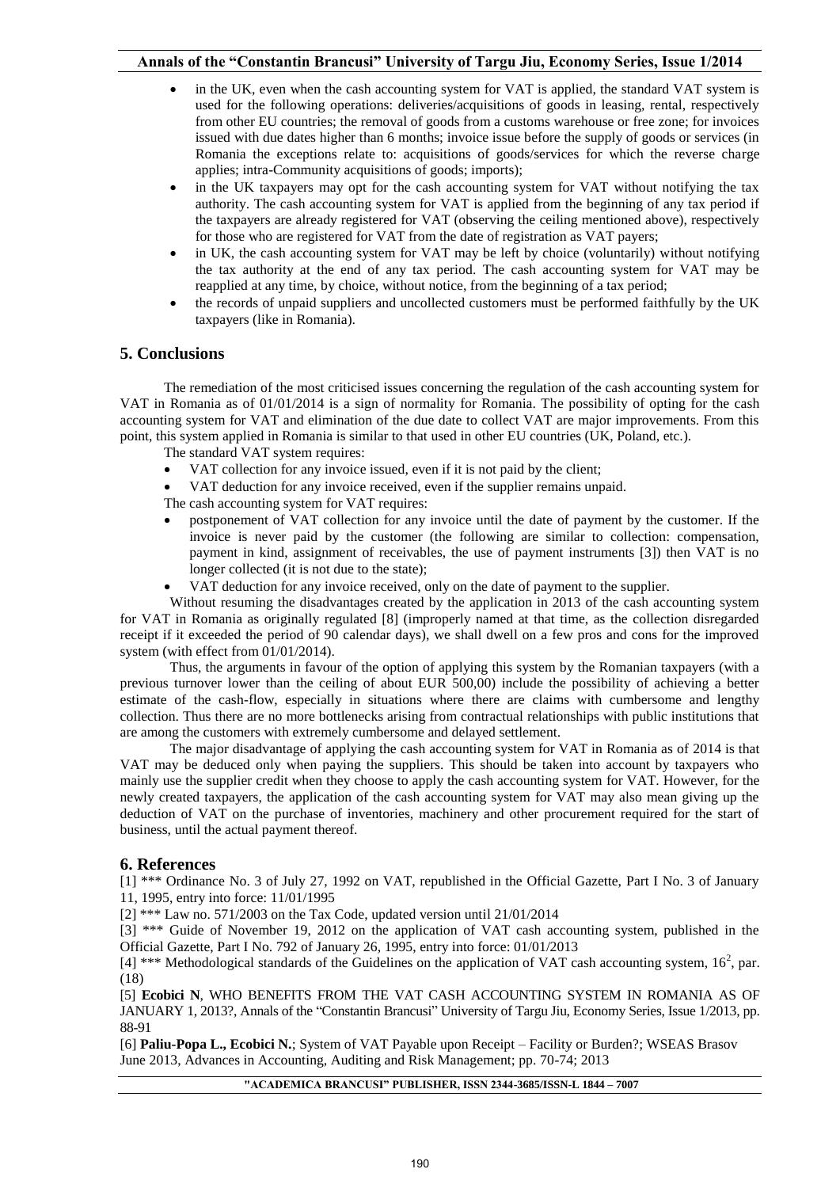- in the UK, even when the cash accounting system for VAT is applied, the standard VAT system is used for the following operations: deliveries/acquisitions of goods in leasing, rental, respectively from other EU countries; the removal of goods from a customs warehouse or free zone; for invoices issued with due dates higher than 6 months; invoice issue before the supply of goods or services (in Romania the exceptions relate to: acquisitions of goods/services for which the reverse charge applies; intra-Community acquisitions of goods; imports);
- in the UK taxpayers may opt for the cash accounting system for VAT without notifying the tax authority. The cash accounting system for VAT is applied from the beginning of any tax period if the taxpayers are already registered for VAT (observing the ceiling mentioned above), respectively for those who are registered for VAT from the date of registration as VAT payers;
- in UK, the cash accounting system for VAT may be left by choice (voluntarily) without notifying the tax authority at the end of any tax period. The cash accounting system for VAT may be reapplied at any time, by choice, without notice, from the beginning of a tax period;
- the records of unpaid suppliers and uncollected customers must be performed faithfully by the UK taxpayers (like in Romania).

## 5. Conclusions

The remediation of the most criticised issues concerning the regulation of the cash accounting system for VAT in Romania as of 01/01/2014 is a sign of normality for Romania. The possibility of opting for the cash accounting system for VAT and elimination of the due date to collect VAT are major improvements. From this point, this system applied in Romania is similar to that used in other EU countries (UK, Poland, etc.).

The standard VAT system requires:

- VAT collection for any invoice issued, even if it is not paid by the client;
- VAT deduction for any invoice received, even if the supplier remains unpaid.

The cash accounting system for VAT requires:

- postponement of VAT collection for any invoice until the date of payment by the customer. If the invoice is never paid by the customer (the following are similar to collection: compensation, payment in kind, assignment of receivables, the use of payment instruments [3]) then VAT is no longer collected (it is not due to the state);
- VAT deduction for any invoice received, only on the date of payment to the supplier.

Without resuming the disadvantages created by the application in 2013 of the cash accounting system for VAT in Romania as originally regulated [8] (improperly named at that time, as the collection disregarded receipt if it exceeded the period of 90 calendar days), we shall dwell on a few pros and cons for the improved system (with effect from 01/01/2014).

Thus, the arguments in favour of the option of applying this system by the Romanian taxpayers (with a previous turnover lower than the ceiling of about EUR 500,00) include the possibility of achieving a better estimate of the cash-flow, especially in situations where there are claims with cumbersome and lengthy collection. Thus there are no more bottlenecks arising from contractual relationships with public institutions that are among the customers with extremely cumbersome and delayed settlement.

The major disadvantage of applying the cash accounting system for VAT in Romania as of 2014 is that VAT may be deduced only when paying the suppliers. This should be taken into account by taxpayers who mainly use the supplier credit when they choose to apply the cash accounting system for VAT. However, for the newly created taxpayers, the application of the cash accounting system for VAT may also mean giving up the deduction of VAT on the purchase of inventories, machinery and other procurement required for the start of business, until the actual payment thereof.

## 6. References

[1] *** Ordinance No. 3 of July 27, 1992 on VAT, republished in the Official Gazette, Part I No. 3 of January 11, 1995, entry into force: 11/01/1995

[2] *** Law no. 571/2003 on the Tax Code, updated version until 21/01/2014

[3] *** Guide of November 19, 2012 on the application of VAT cash accounting system, published in the Official Gazette, Part I No. 792 of January 26, 1995, entry into force: 01/01/2013

[4] *** Methodological standards of the Guidelines on the application of VAT cash accounting system, $16^2$, par. (18)

[5] **Ecobici N**, WHO BENEFITS FROM THE VAT CASH ACCOUNTING SYSTEM IN ROMANIA AS OF JANUARY 1, 2013?, Annals of the "Constantin Brancusi" University of Targu Jiu, Economy Series, Issue 1/2013, pp. 88-91

[6] **Paliu-Popa L., Ecobici N.**; System of VAT Payable upon Receipt – Facility or Burden?; WSEAS Brasov June 2013, Advances in Accounting, Auditing and Risk Management; pp. 70-74; 2013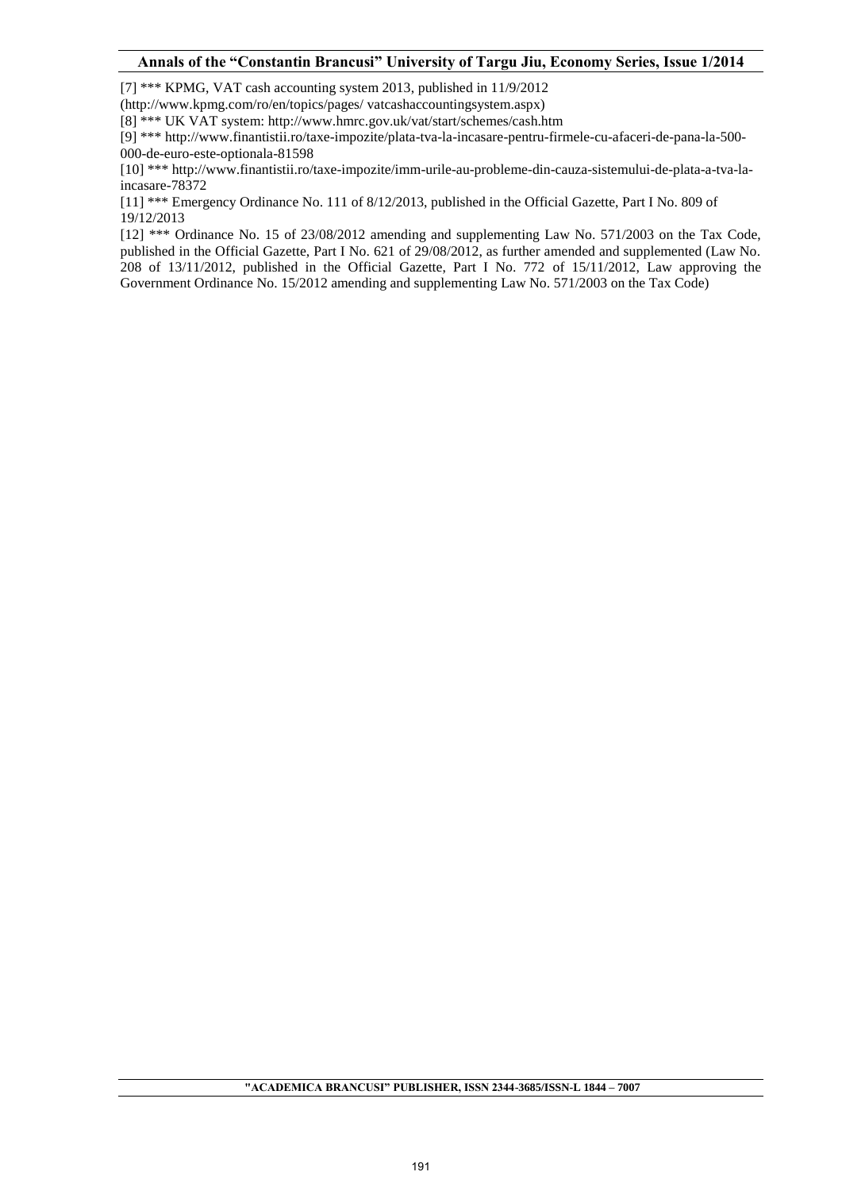[7] *** KPMG, VAT cash accounting system 2013, published in 11/9/2012 (http://www.kpmg.com/ro/en/topics/pages/ vatcashaccountingsystem.aspx)

[8] *** UK VAT system: http://www.hmrc.gov.uk/vat/start/schemes/cash.htm

[9] *** http://www.finantistii.ro/taxe-impozite/plata-tva-la-incasare-pentru-firmele-cu-afaceri-de-pana-la-500-000-de-euro-este-optionala-81598

[10] *** http://www.finantistii.ro/taxe-impozite/imm-urile-au-probleme-din-cauza-sistemului-de-plata-a-tva-la-incasare-78372

[11] *** Emergency Ordinance No. 111 of 8/12/2013, published in the Official Gazette, Part I No. 809 of 19/12/2013

[12] *** Ordinance No. 15 of 23/08/2012 amending and supplementing Law No. 571/2003 on the Tax Code, published in the Official Gazette, Part I No. 621 of 29/08/2012, as further amended and supplemented (Law No. 208 of 13/11/2012, published in the Official Gazette, Part I No. 772 of 15/11/2012, Law approving the Government Ordinance No. 15/2012 amending and supplementing Law No. 571/2003 on the Tax Code)